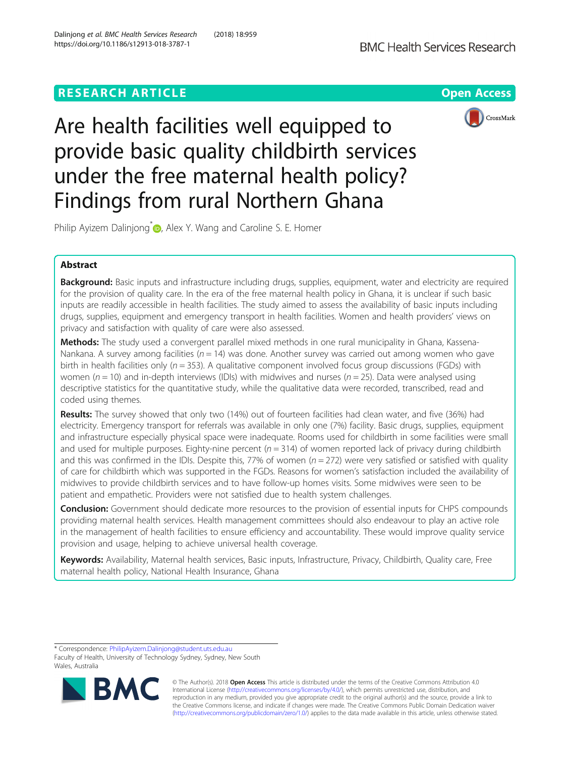RESEARCH ARTICLE

Open Access

# Are health facilities well equipped to provide basic quality childbirth services under the free maternal health policy? Findings from rural Northern Ghana

Philip Ayizem Dalinjong*, Alex Y. Wang and Caroline S. E. Homer

## Abstract

**Background:** Basic inputs and infrastructure including drugs, supplies, equipment, water and electricity are required for the provision of quality care. In the era of the free maternal health policy in Ghana, it is unclear if such basic inputs are readily accessible in health facilities. The study aimed to assess the availability of basic inputs including drugs, supplies, equipment and emergency transport in health facilities. Women and health providers' views on privacy and satisfaction with quality of care were also assessed.

**Methods:** The study used a convergent parallel mixed methods in one rural municipality in Ghana, Kassena-Nankana. A survey among facilities ($n = 14$) was done. Another survey was carried out among women who gave birth in health facilities only ($n = 353$). A qualitative component involved focus group discussions (FGDs) with women ($n = 10$) and in-depth interviews (IDIs) with midwives and nurses ($n = 25$). Data were analysed using descriptive statistics for the quantitative study, while the qualitative data were recorded, transcribed, read and coded using themes.

**Results:** The survey showed that only two (14%) out of fourteen facilities had clean water, and five (36%) had electricity. Emergency transport for referrals was available in only one (7%) facility. Basic drugs, supplies, equipment and infrastructure especially physical space were inadequate. Rooms used for childbirth in some facilities were small and used for multiple purposes. Eighty-nine percent ($n = 314$) of women reported lack of privacy during childbirth and this was confirmed in the IDIs. Despite this, 77% of women ($n = 272$) were very satisfied or satisfied with quality of care for childbirth which was supported in the FGDs. Reasons for women's satisfaction included the availability of midwives to provide childbirth services and to have follow-up homes visits. Some midwives were seen to be patient and empathetic. Providers were not satisfied due to health system challenges.

**Conclusion:** Government should dedicate more resources to the provision of essential inputs for CHPS compounds providing maternal health services. Health management committees should also endeavour to play an active role in the management of health facilities to ensure efficiency and accountability. These would improve quality service provision and usage, helping to achieve universal health coverage.

**Keywords:** Availability, Maternal health services, Basic inputs, Infrastructure, Privacy, Childbirth, Quality care, Free maternal health policy, National Health Insurance, Ghana

* Correspondence: PhilipAyizem.Dalinjong@student.uts.edu.au
Faculty of Health, University of Technology Sydney, Sydney, New South Wales, Australia

© The Author(s). 2018 **Open Access** This article is distributed under the terms of the Creative Commons Attribution 4.0 International License (http://creativecommons.org/licenses/by/4.0/), which permits unrestricted use, distribution, and reproduction in any medium, provided you give appropriate credit to the original author(s) and the source, provide a link to the Creative Commons license, and indicate if changes were made. The Creative Commons Public Domain Dedication waiver (http://creativecommons.org/publicdomain/zero/1.0/) applies to the data made available in this article, unless otherwise stated.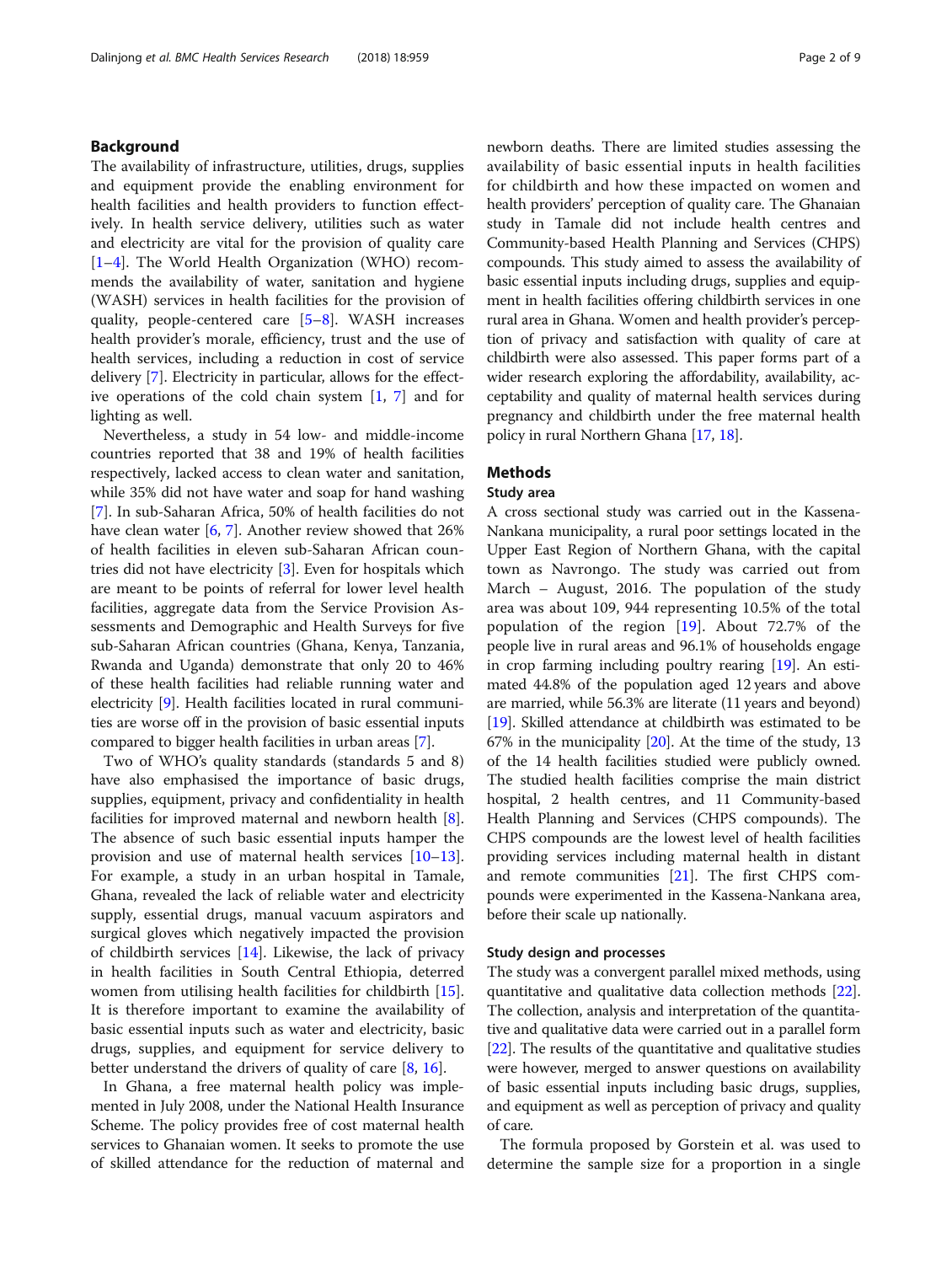## Background

The availability of infrastructure, utilities, drugs, supplies and equipment provide the enabling environment for health facilities and health providers to function effectively. In health service delivery, utilities such as water and electricity are vital for the provision of quality care [1–4]. The World Health Organization (WHO) recommends the availability of water, sanitation and hygiene (WASH) services in health facilities for the provision of quality, people-centered care [5–8]. WASH increases health provider's morale, efficiency, trust and the use of health services, including a reduction in cost of service delivery [7]. Electricity in particular, allows for the effective operations of the cold chain system [1, 7] and for lighting as well.

Nevertheless, a study in 54 low- and middle-income countries reported that 38 and 19% of health facilities respectively, lacked access to clean water and sanitation, while 35% did not have water and soap for hand washing [7]. In sub-Saharan Africa, 50% of health facilities do not have clean water [6, 7]. Another review showed that 26% of health facilities in eleven sub-Saharan African countries did not have electricity [3]. Even for hospitals which are meant to be points of referral for lower level health facilities, aggregate data from the Service Provision Assessments and Demographic and Health Surveys for five sub-Saharan African countries (Ghana, Kenya, Tanzania, Rwanda and Uganda) demonstrate that only 20 to 46% of these health facilities had reliable running water and electricity [9]. Health facilities located in rural communities are worse off in the provision of basic essential inputs compared to bigger health facilities in urban areas [7].

Two of WHO's quality standards (standards 5 and 8) have also emphasised the importance of basic drugs, supplies, equipment, privacy and confidentiality in health facilities for improved maternal and newborn health [8]. The absence of such basic essential inputs hamper the provision and use of maternal health services [10–13]. For example, a study in an urban hospital in Tamale, Ghana, revealed the lack of reliable water and electricity supply, essential drugs, manual vacuum aspirators and surgical gloves which negatively impacted the provision of childbirth services [14]. Likewise, the lack of privacy in health facilities in South Central Ethiopia, deterred women from utilising health facilities for childbirth [15]. It is therefore important to examine the availability of basic essential inputs such as water and electricity, basic drugs, supplies, and equipment for service delivery to better understand the drivers of quality of care [8, 16].

In Ghana, a free maternal health policy was implemented in July 2008, under the National Health Insurance Scheme. The policy provides free of cost maternal health services to Ghanaian women. It seeks to promote the use of skilled attendance for the reduction of maternal and newborn deaths. There are limited studies assessing the availability of basic essential inputs in health facilities for childbirth and how these impacted on women and health providers' perception of quality care. The Ghanaian study in Tamale did not include health centres and Community-based Health Planning and Services (CHPS) compounds. This study aimed to assess the availability of basic essential inputs including drugs, supplies and equipment in health facilities offering childbirth services in one rural area in Ghana. Women and health provider's perception of privacy and satisfaction with quality of care at childbirth were also assessed. This paper forms part of a wider research exploring the affordability, availability, acceptability and quality of maternal health services during pregnancy and childbirth under the free maternal health policy in rural Northern Ghana [17, 18].

## Methods

### Study area

A cross sectional study was carried out in the Kassena-Nankana municipality, a rural poor settings located in the Upper East Region of Northern Ghana, with the capital town as Navrongo. The study was carried out from March – August, 2016. The population of the study area was about 109, 944 representing 10.5% of the total population of the region [19]. About 72.7% of the people live in rural areas and 96.1% of households engage in crop farming including poultry rearing [19]. An estimated 44.8% of the population aged 12 years and above are married, while 56.3% are literate (11 years and beyond) [19]. Skilled attendance at childbirth was estimated to be 67% in the municipality [20]. At the time of the study, 13 of the 14 health facilities studied were publicly owned. The studied health facilities comprise the main district hospital, 2 health centres, and 11 Community-based Health Planning and Services (CHPS compounds). The CHPS compounds are the lowest level of health facilities providing services including maternal health in distant and remote communities [21]. The first CHPS compounds were experimented in the Kassena-Nankana area, before their scale up nationally.

### Study design and processes

The study was a convergent parallel mixed methods, using quantitative and qualitative data collection methods [22]. The collection, analysis and interpretation of the quantitative and qualitative data were carried out in a parallel form [22]. The results of the quantitative and qualitative studies were however, merged to answer questions on availability of basic essential inputs including basic drugs, supplies, and equipment as well as perception of privacy and quality of care.

The formula proposed by Gorstein et al. was used to determine the sample size for a proportion in a single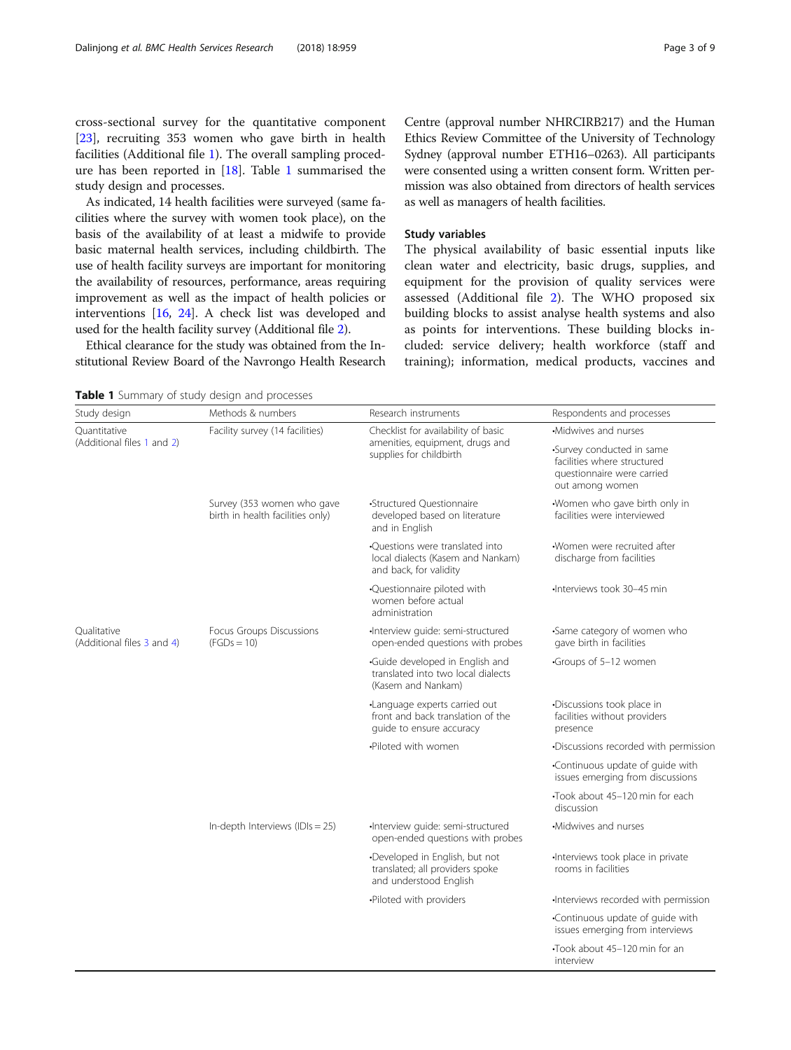cross-sectional survey for the quantitative component [23], recruiting 353 women who gave birth in health facilities (Additional file 1). The overall sampling procedure has been reported in [18]. Table 1 summarised the study design and processes.

As indicated, 14 health facilities were surveyed (same facilities where the survey with women took place), on the basis of the availability of at least a midwife to provide basic maternal health services, including childbirth. The use of health facility surveys are important for monitoring the availability of resources, performance, areas requiring improvement as well as the impact of health policies or interventions [16, 24]. A check list was developed and used for the health facility survey (Additional file 2).

Ethical clearance for the study was obtained from the Institutional Review Board of the Navrongo Health Research Centre (approval number NHRCIRB217) and the Human Ethics Review Committee of the University of Technology Sydney (approval number ETH16–0263). All participants were consented using a written consent form. Written permission was also obtained from directors of health services as well as managers of health facilities.

### Study variables

The physical availability of basic essential inputs like clean water and electricity, basic drugs, supplies, and equipment for the provision of quality services were assessed (Additional file 2). The WHO proposed six building blocks to assist analyse health systems and also as points for interventions. These building blocks included: service delivery; health workforce (staff and training); information, medical products, vaccines and

**Table 1** Summary of study design and processes

| Study design | Methods & numbers | Research instruments | Respondents and processes |
|---|---|---|---|
| Quantitative (Additional files 1 and 2) | Facility survey (14 facilities) | Checklist for availability of basic amenities, equipment, drugs and supplies for childbirth | •Midwives and nurses |
| | | | •Survey conducted in same facilities where structured questionnaire were carried out among women |
| | Survey (353 women who gave birth in health facilities only) | •Structured Questionnaire developed based on literature and in English | •Women who gave birth only in facilities were interviewed |
| | | •Questions were translated into local dialects (Kasem and Nankam) and back, for validity | •Women were recruited after discharge from facilities |
| | | •Questionnaire piloted with women before actual administration | •Interviews took 30–45 min |
| Qualitative (Additional files 3 and 4) | Focus Groups Discussions (FGDs = 10) | •Interview guide: semi-structured open-ended questions with probes | •Same category of women who gave birth in facilities |
| | | •Guide developed in English and translated into two local dialects (Kasem and Nankam) | •Groups of 5–12 women |
| | | •Language experts carried out front and back translation of the guide to ensure accuracy | •Discussions took place in facilities without providers presence |
| | | •Piloted with women | •Discussions recorded with permission |
| | | | •Continuous update of guide with issues emerging from discussions |
| | | | •Took about 45–120 min for each discussion |
| | In-depth Interviews (IDIs = 25) | •Interview guide: semi-structured open-ended questions with probes | •Midwives and nurses |
| | | •Developed in English, but not translated; all providers spoke and understood English | •Interviews took place in private rooms in facilities |
| | | •Piloted with providers | •Interviews recorded with permission |
| | | | •Continuous update of guide with issues emerging from interviews |
| | | | •Took about 45–120 min for an interview |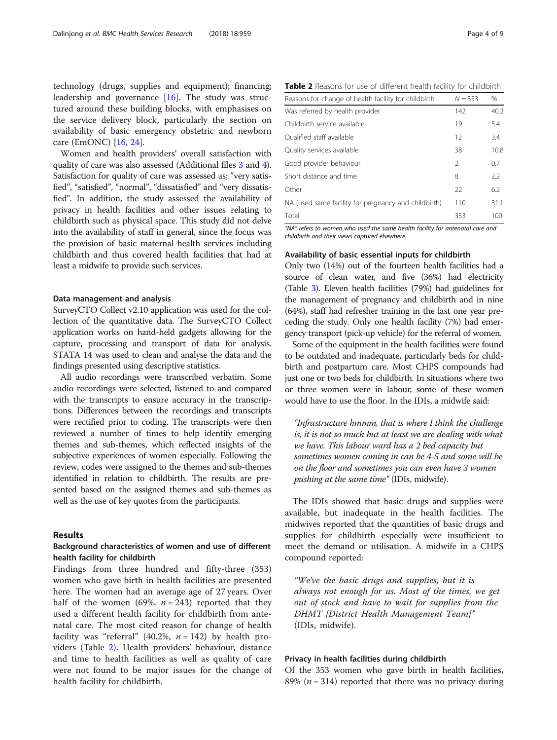technology (drugs, supplies and equipment); financing; leadership and governance [16]. The study was structured around these building blocks, with emphasises on the service delivery block, particularly the section on availability of basic emergency obstetric and newborn care (EmONC) [16, 24].

Women and health providers' overall satisfaction with quality of care was also assessed (Additional files 3 and 4). Satisfaction for quality of care was assessed as; "very satisfied", "satisfied", "normal", "dissatisfied" and "very dissatisfied". In addition, the study assessed the availability of privacy in health facilities and other issues relating to childbirth such as physical space. This study did not delve into the availability of staff in general, since the focus was the provision of basic maternal health services including childbirth and thus covered health facilities that had at least a midwife to provide such services.

### Data management and analysis

SurveyCTO Collect v2.10 application was used for the collection of the quantitative data. The SurveyCTO Collect application works on hand-held gadgets allowing for the capture, processing and transport of data for analysis. STATA 14 was used to clean and analyse the data and the findings presented using descriptive statistics.

All audio recordings were transcribed verbatim. Some audio recordings were selected, listened to and compared with the transcripts to ensure accuracy in the transcriptions. Differences between the recordings and transcripts were rectified prior to coding. The transcripts were then reviewed a number of times to help identify emerging themes and sub-themes, which reflected insights of the subjective experiences of women especially. Following the review, codes were assigned to the themes and sub-themes identified in relation to childbirth. The results are presented based on the assigned themes and sub-themes as well as the use of key quotes from the participants.

## Results

### Background characteristics of women and use of different health facility for childbirth

Findings from three hundred and fifty-three (353) women who gave birth in health facilities are presented here. The women had an average age of 27 years. Over half of the women (69%, $n = 243$) reported that they used a different health facility for childbirth from antenatal care. The most cited reason for change of health facility was "referral" (40.2%, $n = 142$) by health providers (Table 2). Health providers' behaviour, distance and time to health facilities as well as quality of care were not found to be major issues for the change of health facility for childbirth.

**Table 2** Reasons for use of different health facility for childbirth

| Reasons for change of health facility for childbirth | N = 353 | % |
| --- | --- | --- |
| Was referred by health provider | 142 | 40.2 |
| Childbirth service available | 19 | 5.4 |
| Qualified staff available | 12 | 3.4 |
| Quality services available | 38 | 10.8 |
| Good provider behaviour | 2 | 0.7 |
| Short distance and time | 8 | 2.2 |
| Other | 22 | 6.2 |
| NA (used same facility for pregnancy and childbirth) | 110 | 31.1 |
| Total | 353 | 100 |

*"NA" refers to women who used the same health facility for antenatal care and childbirth and their views captured elsewhere*

### Availability of basic essential inputs for childbirth

Only two (14%) out of the fourteen health facilities had a source of clean water, and five (36%) had electricity (Table 3). Eleven health facilities (79%) had guidelines for the management of pregnancy and childbirth and in nine (64%), staff had refresher training in the last one year preceding the study. Only one health facility (7%) had emergency transport (pick-up vehicle) for the referral of women.

Some of the equipment in the health facilities were found to be outdated and inadequate, particularly beds for childbirth and postpartum care. Most CHPS compounds had just one or two beds for childbirth. In situations where two or three women were in labour, some of these women would have to use the floor. In the IDIs, a midwife said:

> *"Infrastructure hmmm, that is where I think the challenge is, it is not so much but at least we are dealing with what we have. This labour ward has a 2 bed capacity but sometimes women coming in can be 4-5 and some will be on the floor and sometimes you can even have 3 women pushing at the same time"* (IDIs, midwife).

The IDIs showed that basic drugs and supplies were available, but inadequate in the health facilities. The midwives reported that the quantities of basic drugs and supplies for childbirth especially were insufficient to meet the demand or utilisation. A midwife in a CHPS compound reported:

> *"We've the basic drugs and supplies, but it is always not enough for us. Most of the times, we get out of stock and have to wait for supplies from the DHMT [District Health Management Team]"* (IDIs, midwife).

### Privacy in health facilities during childbirth

Of the 353 women who gave birth in health facilities, 89% ($n = 314$) reported that there was no privacy during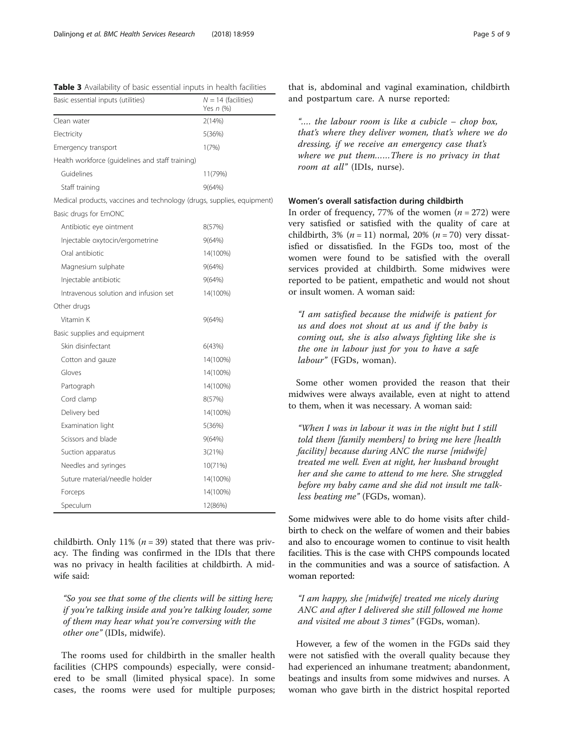**Table 3** Availability of basic essential inputs in health facilities

| Basic essential inputs (utilities) | $N = 14$ (facilities) Yes *n* (%) |
|---|---|
| Clean water | 2(14%) |
| Electricity | 5(36%) |
| Emergency transport | 1(7%) |
| Health workforce (guidelines and staff training) | |
| Guidelines | 11(79%) |
| Staff training | 9(64%) |
| Medical products, vaccines and technology (drugs, supplies, equipment) | |
| Basic drugs for EmONC | |
| Antibiotic eye ointment | 8(57%) |
| Injectable oxytocin/ergometrine | 9(64%) |
| Oral antibiotic | 14(100%) |
| Magnesium sulphate | 9(64%) |
| Injectable antibiotic | 9(64%) |
| Intravenous solution and infusion set | 14(100%) |
| Other drugs | |
| Vitamin K | 9(64%) |
| Basic supplies and equipment | |
| Skin disinfectant | 6(43%) |
| Cotton and gauze | 14(100%) |
| Gloves | 14(100%) |
| Partograph | 14(100%) |
| Cord clamp | 8(57%) |
| Delivery bed | 14(100%) |
| Examination light | 5(36%) |
| Scissors and blade | 9(64%) |
| Suction apparatus | 3(21%) |
| Needles and syringes | 10(71%) |
| Suture material/needle holder | 14(100%) |
| Forceps | 14(100%) |
| Speculum | 12(86%) |

childbirth. Only 11% ($n = 39$) stated that there was privacy. The finding was confirmed in the IDIs that there was no privacy in health facilities at childbirth. A midwife said:

> *"So you see that some of the clients will be sitting here; if you're talking inside and you're talking louder, some of them may hear what you're conversing with the other one"* (IDIs, midwife).

The rooms used for childbirth in the smaller health facilities (CHPS compounds) especially, were considered to be small (limited physical space). In some cases, the rooms were used for multiple purposes; that is, abdominal and vaginal examination, childbirth and postpartum care. A nurse reported:

> *"…. the labour room is like a cubicle – chop box, that's where they deliver women, that's where we do dressing, if we receive an emergency case that's where we put them……There is no privacy in that room at all"* (IDIs, nurse).

#### Women's overall satisfaction during childbirth

In order of frequency, 77% of the women ($n = 272$) were very satisfied or satisfied with the quality of care at childbirth, 3% ($n = 11$) normal, 20% ($n = 70$) very dissatisfied or dissatisfied. In the FGDs too, most of the women were found to be satisfied with the overall services provided at childbirth. Some midwives were reported to be patient, empathetic and would not shout or insult women. A woman said:

> *"I am satisfied because the midwife is patient for us and does not shout at us and if the baby is coming out, she is also always fighting like she is the one in labour just for you to have a safe labour"* (FGDs, woman).

Some other women provided the reason that their midwives were always available, even at night to attend to them, when it was necessary. A woman said:

> *"When I was in labour it was in the night but I still told them [family members] to bring me here [health facility] because during ANC the nurse [midwife] treated me well. Even at night, her husband brought her and she came to attend to me here. She struggled before my baby came and she did not insult me talkless beating me"* (FGDs, woman).

Some midwives were able to do home visits after childbirth to check on the welfare of women and their babies and also to encourage women to continue to visit health facilities. This is the case with CHPS compounds located in the communities and was a source of satisfaction. A woman reported:

> *"I am happy, she [midwife] treated me nicely during ANC and after I delivered she still followed me home and visited me about 3 times"* (FGDs, woman).

However, a few of the women in the FGDs said they were not satisfied with the overall quality because they had experienced an inhumane treatment; abandonment, beatings and insults from some midwives and nurses. A woman who gave birth in the district hospital reported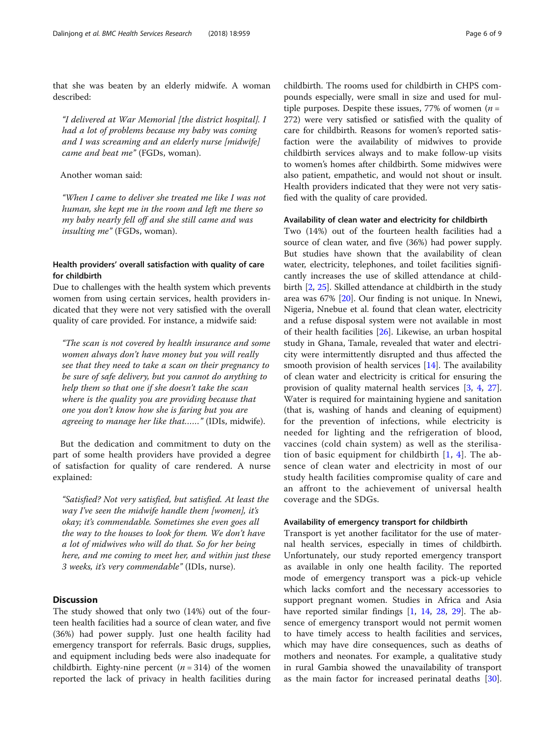that she was beaten by an elderly midwife. A woman described:

> "I delivered at War Memorial [the district hospital]. I had a lot of problems because my baby was coming and I was screaming and an elderly nurse [midwife] came and beat me" (FGDs, woman).

Another woman said:

> "When I came to deliver she treated me like I was not human, she kept me in the room and left me there so my baby nearly fell off and she still came and was insulting me" (FGDs, woman).

### Health providers' overall satisfaction with quality of care for childbirth

Due to challenges with the health system which prevents women from using certain services, health providers indicated that they were not very satisfied with the overall quality of care provided. For instance, a midwife said:

> "The scan is not covered by health insurance and some women always don't have money but you will really see that they need to take a scan on their pregnancy to be sure of safe delivery, but you cannot do anything to help them so that one if she doesn't take the scan where is the quality you are providing because that one you don't know how she is faring but you are agreeing to manage her like that……" (IDIs, midwife).

But the dedication and commitment to duty on the part of some health providers have provided a degree of satisfaction for quality of care rendered. A nurse explained:

> "Satisfied? Not very satisfied, but satisfied. At least the way I've seen the midwife handle them [women], it's okay; it's commendable. Sometimes she even goes all the way to the houses to look for them. We don't have a lot of midwives who will do that. So for her being here, and me coming to meet her, and within just these 3 weeks, it's very commendable" (IDIs, nurse).

## Discussion

The study showed that only two (14%) out of the fourteen health facilities had a source of clean water, and five (36%) had power supply. Just one health facility had emergency transport for referrals. Basic drugs, supplies, and equipment including beds were also inadequate for childbirth. Eighty-nine percent ($n = 314$) of the women reported the lack of privacy in health facilities during childbirth. The rooms used for childbirth in CHPS compounds especially, were small in size and used for multiple purposes. Despite these issues, 77% of women ($n = 272$) were very satisfied or satisfied with the quality of care for childbirth. Reasons for women's reported satisfaction were the availability of midwives to provide childbirth services always and to make follow-up visits to women's homes after childbirth. Some midwives were also patient, empathetic, and would not shout or insult. Health providers indicated that they were not very satisfied with the quality of care provided.

### Availability of clean water and electricity for childbirth

Two (14%) out of the fourteen health facilities had a source of clean water, and five (36%) had power supply. But studies have shown that the availability of clean water, electricity, telephones, and toilet facilities significantly increases the use of skilled attendance at childbirth [2, 25]. Skilled attendance at childbirth in the study area was 67% [20]. Our finding is not unique. In Nnewi, Nigeria, Nnebue et al. found that clean water, electricity and a refuse disposal system were not available in most of their health facilities [26]. Likewise, an urban hospital study in Ghana, Tamale, revealed that water and electricity were intermittently disrupted and thus affected the smooth provision of health services [14]. The availability of clean water and electricity is critical for ensuring the provision of quality maternal health services [3, 4, 27]. Water is required for maintaining hygiene and sanitation (that is, washing of hands and cleaning of equipment) for the prevention of infections, while electricity is needed for lighting and the refrigeration of blood, vaccines (cold chain system) as well as the sterilisation of basic equipment for childbirth [1, 4]. The absence of clean water and electricity in most of our study health facilities compromise quality of care and an affront to the achievement of universal health coverage and the SDGs.

### Availability of emergency transport for childbirth

Transport is yet another facilitator for the use of maternal health services, especially in times of childbirth. Unfortunately, our study reported emergency transport as available in only one health facility. The reported mode of emergency transport was a pick-up vehicle which lacks comfort and the necessary accessories to support pregnant women. Studies in Africa and Asia have reported similar findings [1, 14, 28, 29]. The absence of emergency transport would not permit women to have timely access to health facilities and services, which may have dire consequences, such as deaths of mothers and neonates. For example, a qualitative study in rural Gambia showed the unavailability of transport as the main factor for increased perinatal deaths [30].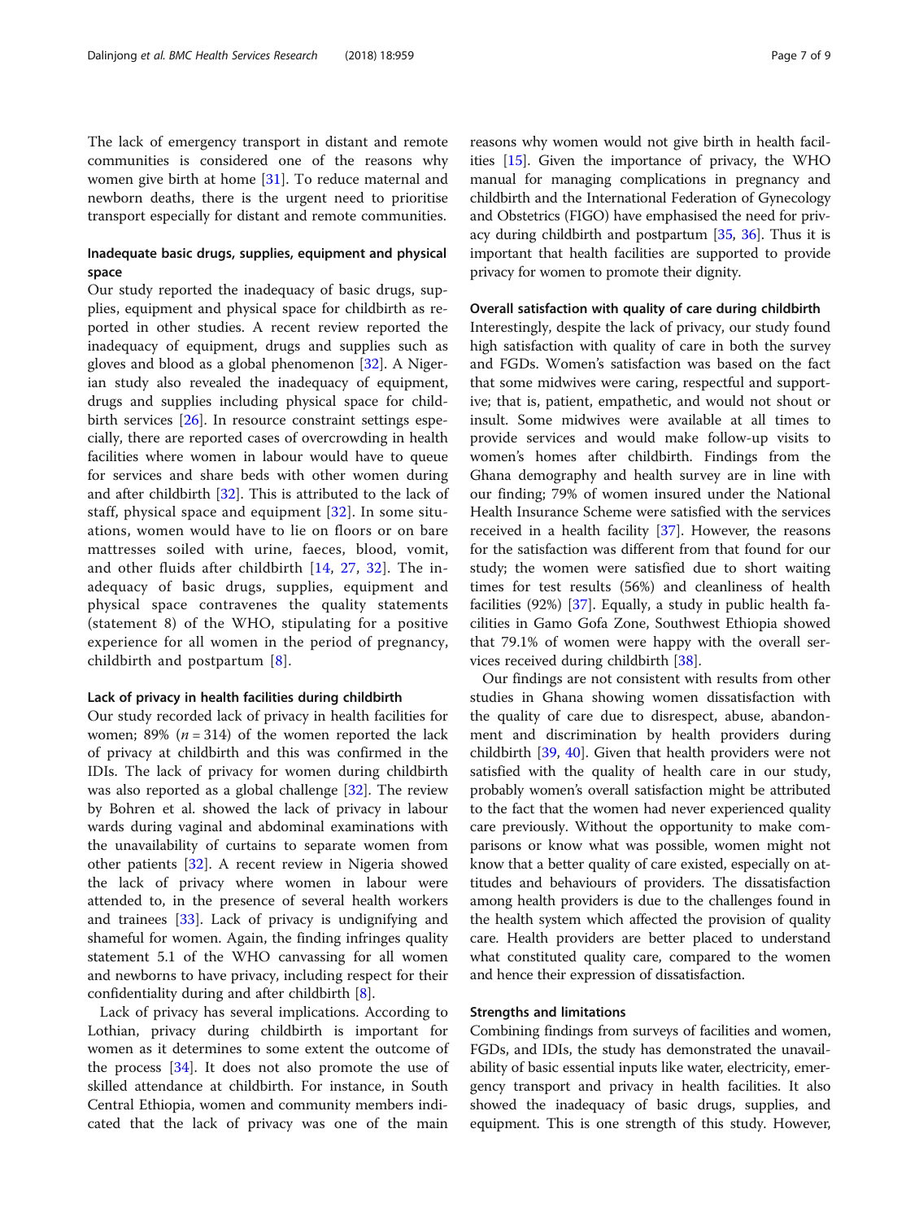The lack of emergency transport in distant and remote communities is considered one of the reasons why women give birth at home [31]. To reduce maternal and newborn deaths, there is the urgent need to prioritise transport especially for distant and remote communities.

### Inadequate basic drugs, supplies, equipment and physical space

Our study reported the inadequacy of basic drugs, supplies, equipment and physical space for childbirth as reported in other studies. A recent review reported the inadequacy of equipment, drugs and supplies such as gloves and blood as a global phenomenon [32]. A Nigerian study also revealed the inadequacy of equipment, drugs and supplies including physical space for childbirth services [26]. In resource constraint settings especially, there are reported cases of overcrowding in health facilities where women in labour would have to queue for services and share beds with other women during and after childbirth [32]. This is attributed to the lack of staff, physical space and equipment [32]. In some situations, women would have to lie on floors or on bare mattresses soiled with urine, faeces, blood, vomit, and other fluids after childbirth [14, 27, 32]. The inadequacy of basic drugs, supplies, equipment and physical space contravenes the quality statements (statement 8) of the WHO, stipulating for a positive experience for all women in the period of pregnancy, childbirth and postpartum [8].

#### Lack of privacy in health facilities during childbirth

Our study recorded lack of privacy in health facilities for women; 89% ($n = 314$) of the women reported the lack of privacy at childbirth and this was confirmed in the IDIs. The lack of privacy for women during childbirth was also reported as a global challenge [32]. The review by Bohren et al. showed the lack of privacy in labour wards during vaginal and abdominal examinations with the unavailability of curtains to separate women from other patients [32]. A recent review in Nigeria showed the lack of privacy where women in labour were attended to, in the presence of several health workers and trainees [33]. Lack of privacy is undignifying and shameful for women. Again, the finding infringes quality statement 5.1 of the WHO canvassing for all women and newborns to have privacy, including respect for their confidentiality during and after childbirth [8].

Lack of privacy has several implications. According to Lothian, privacy during childbirth is important for women as it determines to some extent the outcome of the process [34]. It does not also promote the use of skilled attendance at childbirth. For instance, in South Central Ethiopia, women and community members indicated that the lack of privacy was one of the main reasons why women would not give birth in health facilities [15]. Given the importance of privacy, the WHO manual for managing complications in pregnancy and childbirth and the International Federation of Gynecology and Obstetrics (FIGO) have emphasised the need for privacy during childbirth and postpartum [35, 36]. Thus it is important that health facilities are supported to provide privacy for women to promote their dignity.

#### Overall satisfaction with quality of care during childbirth

Interestingly, despite the lack of privacy, our study found high satisfaction with quality of care in both the survey and FGDs. Women's satisfaction was based on the fact that some midwives were caring, respectful and supportive; that is, patient, empathetic, and would not shout or insult. Some midwives were available at all times to provide services and would make follow-up visits to women's homes after childbirth. Findings from the Ghana demography and health survey are in line with our finding; 79% of women insured under the National Health Insurance Scheme were satisfied with the services received in a health facility [37]. However, the reasons for the satisfaction was different from that found for our study; the women were satisfied due to short waiting times for test results (56%) and cleanliness of health facilities (92%) [37]. Equally, a study in public health facilities in Gamo Gofa Zone, Southwest Ethiopia showed that 79.1% of women were happy with the overall services received during childbirth [38].

Our findings are not consistent with results from other studies in Ghana showing women dissatisfaction with the quality of care due to disrespect, abuse, abandonment and discrimination by health providers during childbirth [39, 40]. Given that health providers were not satisfied with the quality of health care in our study, probably women's overall satisfaction might be attributed to the fact that the women had never experienced quality care previously. Without the opportunity to make comparisons or know what was possible, women might not know that a better quality of care existed, especially on attitudes and behaviours of providers. The dissatisfaction among health providers is due to the challenges found in the health system which affected the provision of quality care. Health providers are better placed to understand what constituted quality care, compared to the women and hence their expression of dissatisfaction.

#### Strengths and limitations

Combining findings from surveys of facilities and women, FGDs, and IDIs, the study has demonstrated the unavailability of basic essential inputs like water, electricity, emergency transport and privacy in health facilities. It also showed the inadequacy of basic drugs, supplies, and equipment. This is one strength of this study. However,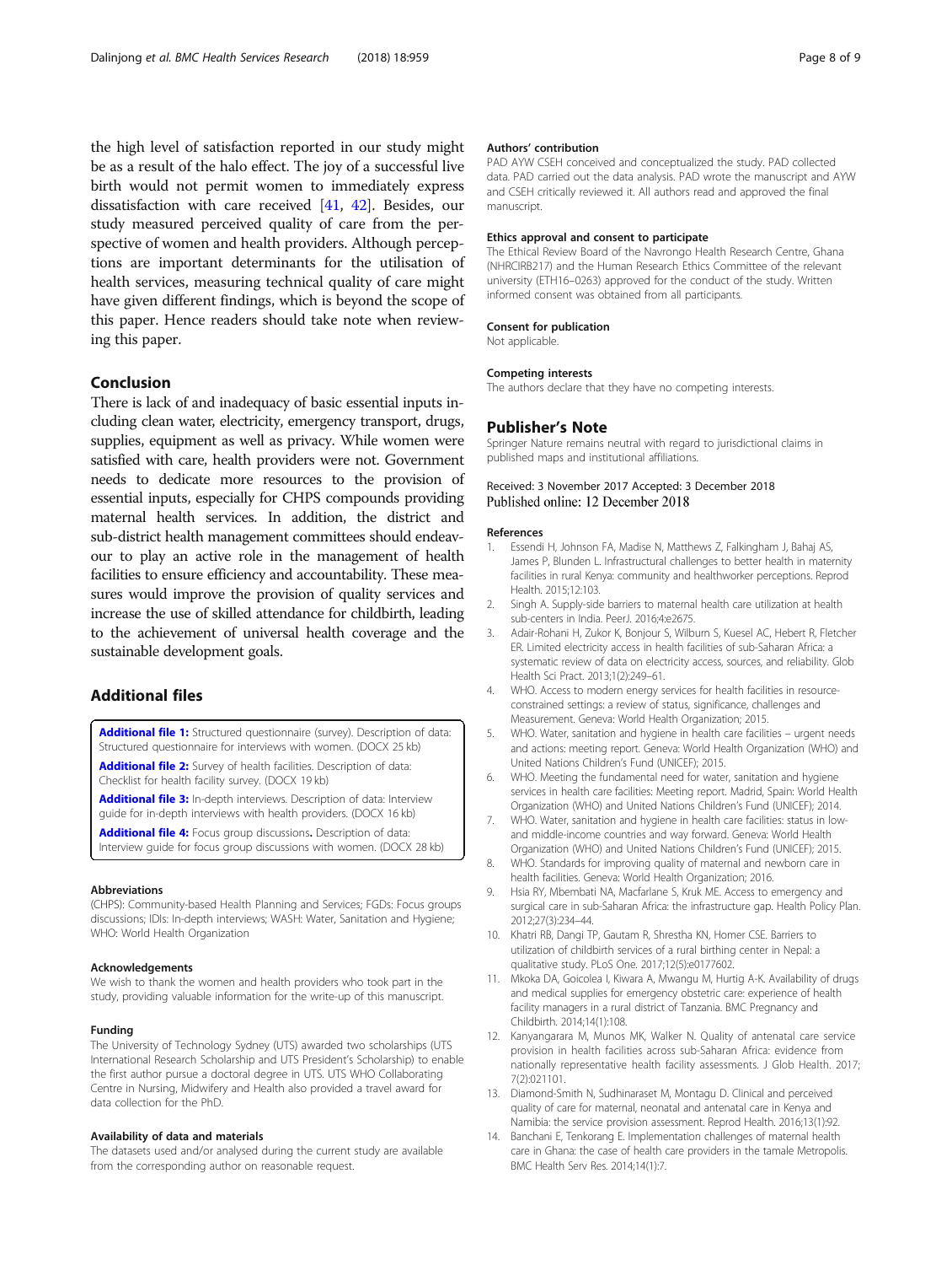the high level of satisfaction reported in our study might be as a result of the halo effect. The joy of a successful live birth would not permit women to immediately express dissatisfaction with care received [41, 42]. Besides, our study measured perceived quality of care from the perspective of women and health providers. Although perceptions are important determinants for the utilisation of health services, measuring technical quality of care might have given different findings, which is beyond the scope of this paper. Hence readers should take note when reviewing this paper.

## Conclusion

There is lack of and inadequacy of basic essential inputs including clean water, electricity, emergency transport, drugs, supplies, equipment as well as privacy. While women were satisfied with care, health providers were not. Government needs to dedicate more resources to the provision of essential inputs, especially for CHPS compounds providing maternal health services. In addition, the district and sub-district health management committees should endeavour to play an active role in the management of health facilities to ensure efficiency and accountability. These measures would improve the provision of quality services and increase the use of skilled attendance for childbirth, leading to the achievement of universal health coverage and the sustainable development goals.

## Additional files

**Additional file 1:** Structured questionnaire (survey). Description of data: Structured questionnaire for interviews with women. (DOCX 25 kb)

**Additional file 2:** Survey of health facilities. Description of data: Checklist for health facility survey. (DOCX 19 kb)

**Additional file 3:** In-depth interviews. Description of data: Interview guide for in-depth interviews with health providers. (DOCX 16 kb)

**Additional file 4:** Focus group discussions. Description of data: Interview guide for focus group discussions with women. (DOCX 28 kb)

#### Abbreviations

(CHPS): Community-based Health Planning and Services; FGDs: Focus groups discussions; IDIs: In-depth interviews; WASH: Water, Sanitation and Hygiene; WHO: World Health Organization

#### Acknowledgements

We wish to thank the women and health providers who took part in the study, providing valuable information for the write-up of this manuscript.

#### Funding

The University of Technology Sydney (UTS) awarded two scholarships (UTS International Research Scholarship and UTS President's Scholarship) to enable the first author pursue a doctoral degree in UTS. UTS WHO Collaborating Centre in Nursing, Midwifery and Health also provided a travel award for data collection for the PhD.

#### Availability of data and materials

The datasets used and/or analysed during the current study are available from the corresponding author on reasonable request.

#### Authors' contribution

PAD AYW CSEH conceived and conceptualized the study. PAD collected data. PAD carried out the data analysis. PAD wrote the manuscript and AYW and CSEH critically reviewed it. All authors read and approved the final manuscript.

#### Ethics approval and consent to participate

The Ethical Review Board of the Navrongo Health Research Centre, Ghana (NHRCIRB217) and the Human Research Ethics Committee of the relevant university (ETH16–0263) approved for the conduct of the study. Written informed consent was obtained from all participants.

#### Consent for publication

Not applicable.

#### Competing interests

The authors declare that they have no competing interests.

## Publisher's Note

Springer Nature remains neutral with regard to jurisdictional claims in published maps and institutional affiliations.

Received: 3 November 2017 Accepted: 3 December 2018
Published online: 12 December 2018

#### References

1. Essendi H, Johnson FA, Madise N, Matthews Z, Falkingham J, Bahaj AS, James P, Blunden L. Infrastructural challenges to better health in maternity facilities in rural Kenya: community and healthworker perceptions. Reprod Health. 2015;12:103.
2. Singh A. Supply-side barriers to maternal health care utilization at health sub-centers in India. PeerJ. 2016;4:e2675.
3. Adair-Rohani H, Zukor K, Bonjour S, Wilburn S, Kuesel AC, Hebert R, Fletcher ER. Limited electricity access in health facilities of sub-Saharan Africa: a systematic review of data on electricity access, sources, and reliability. Glob Health Sci Pract. 2013;1(2):249–61.
4. WHO. Access to modern energy services for health facilities in resource-constrained settings: a review of status, significance, challenges and Measurement. Geneva: World Health Organization; 2015.
5. WHO. Water, sanitation and hygiene in health care facilities – urgent needs and actions: meeting report. Geneva: World Health Organization (WHO) and United Nations Children's Fund (UNICEF); 2015.
6. WHO. Meeting the fundamental need for water, sanitation and hygiene services in health care facilities: Meeting report. Madrid, Spain: World Health Organization (WHO) and United Nations Children's Fund (UNICEF); 2014.
7. WHO. Water, sanitation and hygiene in health care facilities: status in low- and middle-income countries and way forward. Geneva: World Health Organization (WHO) and United Nations Children's Fund (UNICEF); 2015.
8. WHO. Standards for improving quality of maternal and newborn care in health facilities. Geneva: World Health Organization; 2016.
9. Hsia RY, Mbembati NA, Macfarlane S, Kruk ME. Access to emergency and surgical care in sub-Saharan Africa: the infrastructure gap. Health Policy Plan. 2012;27(3):234–44.
10. Khatri RB, Dangi TP, Gautam R, Shrestha KN, Homer CSE. Barriers to utilization of childbirth services of a rural birthing center in Nepal: a qualitative study. PLoS One. 2017;12(5):e0177602.
11. Mkoka DA, Goicolea I, Kiwara A, Mwangu M, Hurtig A-K. Availability of drugs and medical supplies for emergency obstetric care: experience of health facility managers in a rural district of Tanzania. BMC Pregnancy and Childbirth. 2014;14(1):108.
12. Kanyangarara M, Munos MK, Walker N. Quality of antenatal care service provision in health facilities across sub-Saharan Africa: evidence from nationally representative health facility assessments. J Glob Health. 2017; 7(2):021101.
13. Diamond-Smith N, Sudhinaraset M, Montagu D. Clinical and perceived quality of care for maternal, neonatal and antenatal care in Kenya and Namibia: the service provision assessment. Reprod Health. 2016;13(1):92.
14. Banchani E, Tenkorang E. Implementation challenges of maternal health care in Ghana: the case of health care providers in the tamale Metropolis. BMC Health Serv Res. 2014;14(1):7.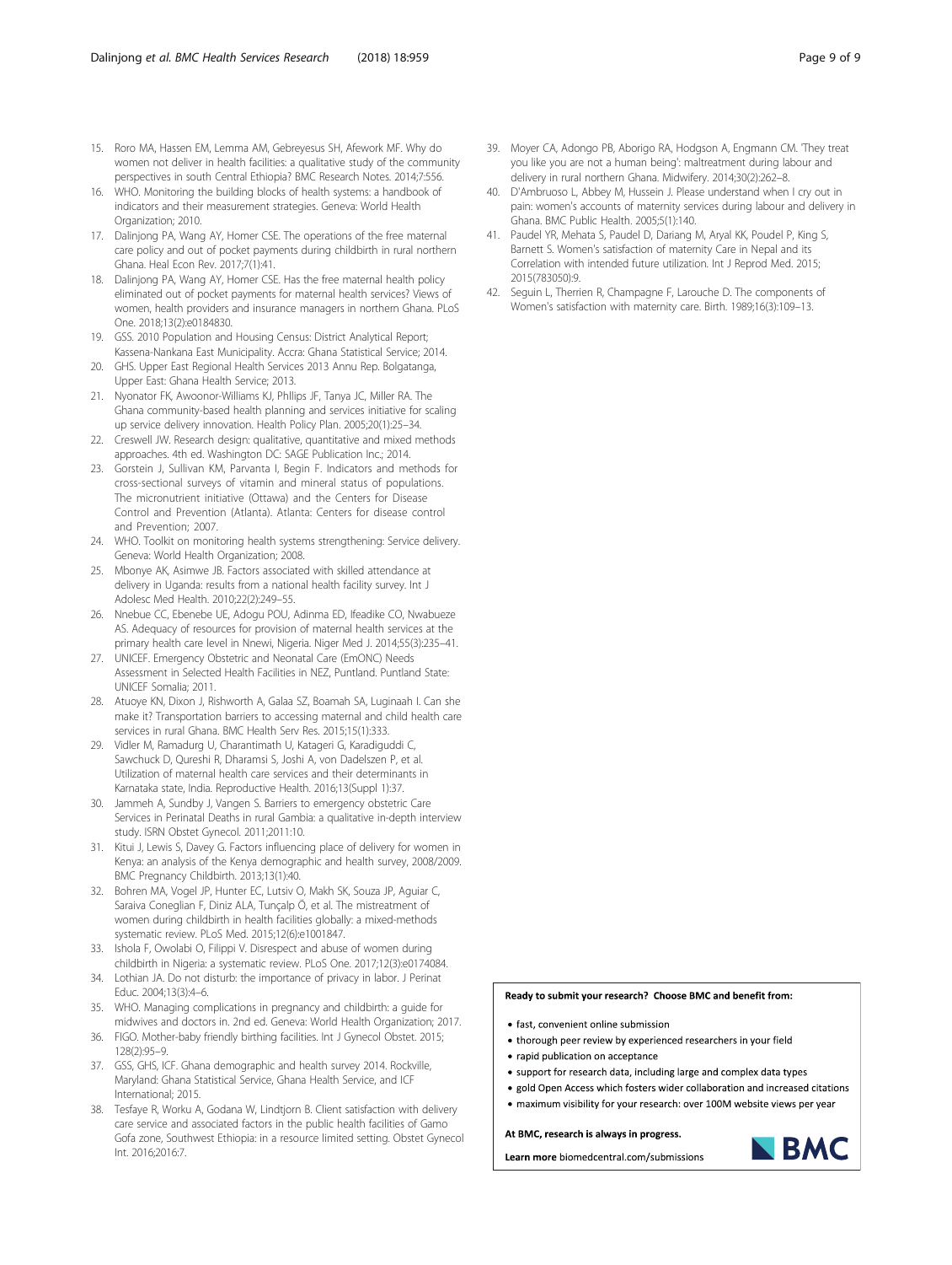15. Roro MA, Hassen EM, Lemma AM, Gebreyesus SH, Afework MF. Why do women not deliver in health facilities: a qualitative study of the community perspectives in south Central Ethiopia? BMC Research Notes. 2014;7:556.
16. WHO. Monitoring the building blocks of health systems: a handbook of indicators and their measurement strategies. Geneva: World Health Organization; 2010.
17. Dalinjong PA, Wang AY, Homer CSE. The operations of the free maternal care policy and out of pocket payments during childbirth in rural northern Ghana. Heal Econ Rev. 2017;7(1):41.
18. Dalinjong PA, Wang AY, Homer CSE. Has the free maternal health policy eliminated out of pocket payments for maternal health services? Views of women, health providers and insurance managers in northern Ghana. PLoS One. 2018;13(2):e0184830.
19. GSS. 2010 Population and Housing Census: District Analytical Report; Kassena-Nankana East Municipality. Accra: Ghana Statistical Service; 2014.
20. GHS. Upper East Regional Health Services 2013 Annu Rep. Bolgatanga, Upper East: Ghana Health Service; 2013.
21. Nyonator FK, Awoonor-Williams KJ, Phllips JF, Tanya JC, Miller RA. The Ghana community-based health planning and services initiative for scaling up service delivery innovation. Health Policy Plan. 2005;20(1):25–34.
22. Creswell JW. Research design: qualitative, quantitative and mixed methods approaches. 4th ed. Washington DC: SAGE Publication Inc.; 2014.
23. Gorstein J, Sullivan KM, Parvanta I, Begin F. Indicators and methods for cross-sectional surveys of vitamin and mineral status of populations. The micronutrient initiative (Ottawa) and the Centers for Disease Control and Prevention (Atlanta). Atlanta: Centers for disease control and Prevention; 2007.
24. WHO. Toolkit on monitoring health systems strengthening: Service delivery. Geneva: World Health Organization; 2008.
25. Mbonye AK, Asimwe JB. Factors associated with skilled attendance at delivery in Uganda: results from a national health facility survey. Int J Adolesc Med Health. 2010;22(2):249–55.
26. Nnebue CC, Ebenebe UE, Adogu POU, Adinma ED, Ifeadike CO, Nwabueze AS. Adequacy of resources for provision of maternal health services at the primary health care level in Nnewi, Nigeria. Niger Med J. 2014;55(3):235–41.
27. UNICEF. Emergency Obstetric and Neonatal Care (EmONC) Needs Assessment in Selected Health Facilities in NEZ, Puntland. Puntland State: UNICEF Somalia; 2011.
28. Atuoye KN, Dixon J, Rishworth A, Galaa SZ, Boamah SA, Luginaah I. Can she make it? Transportation barriers to accessing maternal and child health care services in rural Ghana. BMC Health Serv Res. 2015;15(1):333.
29. Vidler M, Ramadurg U, Charantimath U, Katageri G, Karadiguddi C, Sawchuck D, Qureshi R, Dharamsi S, Joshi A, von Dadelszen P, et al. Utilization of maternal health care services and their determinants in Karnataka state, India. Reproductive Health. 2016;13(Suppl 1):37.
30. Jammeh A, Sundby J, Vangen S. Barriers to emergency obstetric Care Services in Perinatal Deaths in rural Gambia: a qualitative in-depth interview study. ISRN Obstet Gynecol. 2011;2011:10.
31. Kitui J, Lewis S, Davey G. Factors influencing place of delivery for women in Kenya: an analysis of the Kenya demographic and health survey, 2008/2009. BMC Pregnancy Childbirth. 2013;13(1):40.
32. Bohren MA, Vogel JP, Hunter EC, Lutsiv O, Makh SK, Souza JP, Aguiar C, Saraiva Coneglian F, Diniz ALA, Tunçalp Ö, et al. The mistreatment of women during childbirth in health facilities globally: a mixed-methods systematic review. PLoS Med. 2015;12(6):e1001847.
33. Ishola F, Owolabi O, Filippi V. Disrespect and abuse of women during childbirth in Nigeria: a systematic review. PLoS One. 2017;12(3):e0174084.
34. Lothian JA. Do not disturb: the importance of privacy in labor. J Perinat Educ. 2004;13(3):4–6.
35. WHO. Managing complications in pregnancy and childbirth: a guide for midwives and doctors in. 2nd ed. Geneva: World Health Organization; 2017.
36. FIGO. Mother-baby friendly birthing facilities. Int J Gynecol Obstet. 2015; 128(2):95–9.
37. GSS, GHS, ICF. Ghana demographic and health survey 2014. Rockville, Maryland: Ghana Statistical Service, Ghana Health Service, and ICF International; 2015.
38. Tesfaye R, Worku A, Godana W, Lindtjorn B. Client satisfaction with delivery care service and associated factors in the public health facilities of Gamo Gofa zone, Southwest Ethiopia: in a resource limited setting. Obstet Gynecol Int. 2016;2016:7.
39. Moyer CA, Adongo PB, Aborigo RA, Hodgson A, Engmann CM. 'They treat you like you are not a human being': maltreatment during labour and delivery in rural northern Ghana. Midwifery. 2014;30(2):262–8.
40. D'Ambruoso L, Abbey M, Hussein J. Please understand when I cry out in pain: women's accounts of maternity services during labour and delivery in Ghana. BMC Public Health. 2005;5(1):140.
41. Paudel YR, Mehata S, Paudel D, Dariang M, Aryal KK, Poudel P, King S, Barnett S. Women's satisfaction of maternity Care in Nepal and its Correlation with intended future utilization. Int J Reprod Med. 2015; 2015(783050):9.
42. Seguin L, Therrien R, Champagne F, Larouche D. The components of Women's satisfaction with maternity care. Birth. 1989;16(3):109–13.

**Ready to submit your research? Choose BMC and benefit from:**

- fast, convenient online submission
- thorough peer review by experienced researchers in your field
- rapid publication on acceptance
- support for research data, including large and complex data types
- gold Open Access which fosters wider collaboration and increased citations
- maximum visibility for your research: over 100M website views per year

**At BMC, research is always in progress.**

**Learn more** biomedcentral.com/submissions